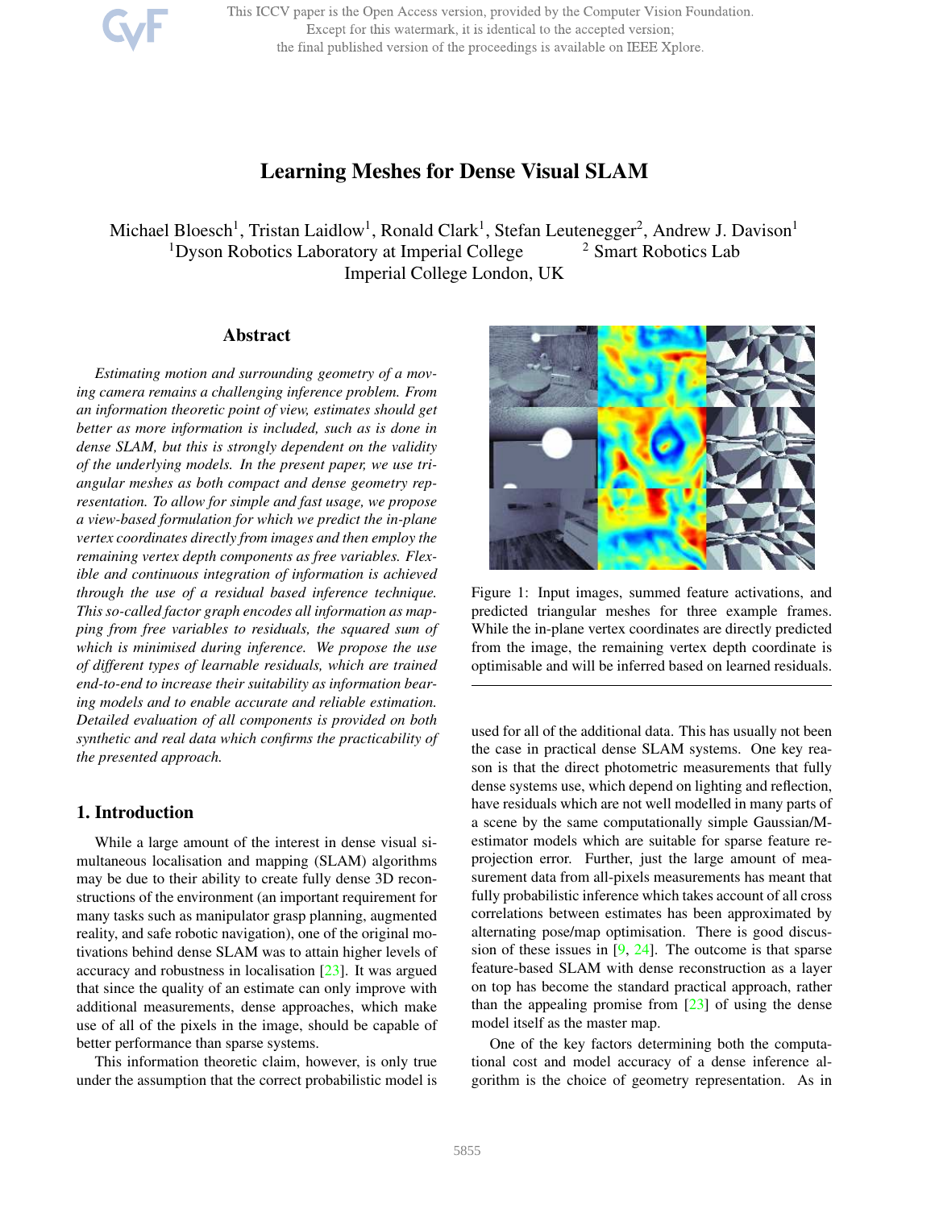# Learning Meshes for Dense Visual SLAM

Michael Bloesch[1], Tristan Laidlow[1], Ronald Clark[1], Stefan Leutenegger[2], Andrew J. Davison[1]
[1]Dyson Robotics Laboratory at Imperial College [2] Smart Robotics Lab
Imperial College London, UK

## Abstract

*Estimating motion and surrounding geometry of a moving camera remains a challenging inference problem. From an information theoretic point of view, estimates should get better as more information is included, such as is done in dense SLAM, but this is strongly dependent on the validity of the underlying models. In the present paper, we use triangular meshes as both compact and dense geometry representation. To allow for simple and fast usage, we propose a view-based formulation for which we predict the in-plane vertex coordinates directly from images and then employ the remaining vertex depth components as free variables. Flexible and continuous integration of information is achieved through the use of a residual based inference technique. This so-called factor graph encodes all information as mapping from free variables to residuals, the squared sum of which is minimised during inference. We propose the use of different types of learnable residuals, which are trained end-to-end to increase their suitability as information bearing models and to enable accurate and reliable estimation. Detailed evaluation of all components is provided on both synthetic and real data which confirms the practicability of the presented approach.*

Figure 1: Input images, summed feature activations, and predicted triangular meshes for three example frames. While the in-plane vertex coordinates are directly predicted from the image, the remaining vertex depth coordinate is optimisable and will be inferred based on learned residuals.

## 1. Introduction

While a large amount of the interest in dense visual simultaneous localisation and mapping (SLAM) algorithms may be due to their ability to create fully dense 3D reconstructions of the environment (an important requirement for many tasks such as manipulator grasp planning, augmented reality, and safe robotic navigation), one of the original motivations behind dense SLAM was to attain higher levels of accuracy and robustness in localisation [23]. It was argued that since the quality of an estimate can only improve with additional measurements, dense approaches, which make use of all of the pixels in the image, should be capable of better performance than sparse systems.

This information theoretic claim, however, is only true under the assumption that the correct probabilistic model is used for all of the additional data. This has usually not been the case in practical dense SLAM systems. One key reason is that the direct photometric measurements that fully dense systems use, which depend on lighting and reflection, have residuals which are not well modelled in many parts of a scene by the same computationally simple Gaussian/M-estimator models which are suitable for sparse feature reprojection error. Further, just the large amount of measurement data from all-pixels measurements has meant that fully probabilistic inference which takes account of all cross correlations between estimates has been approximated by alternating pose/map optimisation. There is good discussion of these issues in [9, 24]. The outcome is that sparse feature-based SLAM with dense reconstruction as a layer on top has become the standard practical approach, rather than the appealing promise from [23] of using the dense model itself as the master map.

One of the key factors determining both the computational cost and model accuracy of a dense inference algorithm is the choice of geometry representation. As in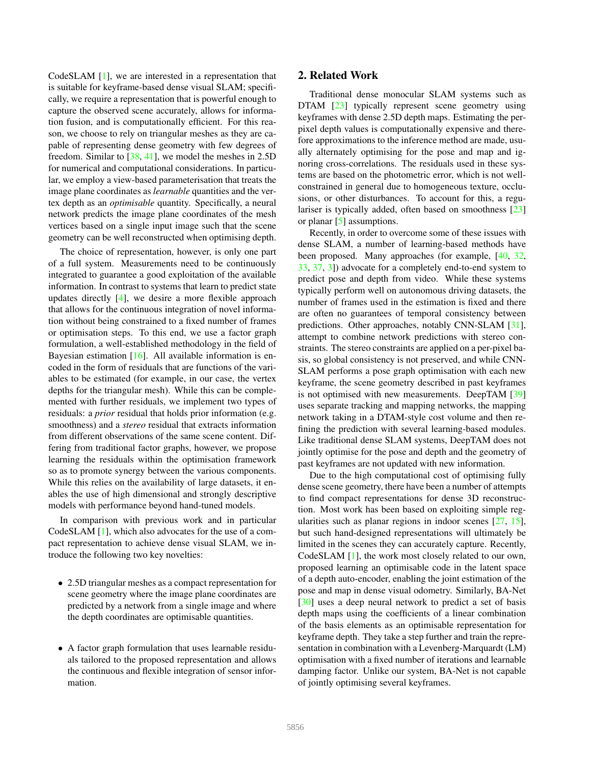CodeSLAM [1], we are interested in a representation that is suitable for keyframe-based dense visual SLAM; specifically, we require a representation that is powerful enough to capture the observed scene accurately, allows for information fusion, and is computationally efficient. For this reason, we choose to rely on triangular meshes as they are capable of representing dense geometry with few degrees of freedom. Similar to [38, 41], we model the meshes in 2.5D for numerical and computational considerations. In particular, we employ a view-based parameterisation that treats the image plane coordinates as *learnable* quantities and the vertex depth as an *optimisable* quantity. Specifically, a neural network predicts the image plane coordinates of the mesh vertices based on a single input image such that the scene geometry can be well reconstructed when optimising depth.

The choice of representation, however, is only one part of a full system. Measurements need to be continuously integrated to guarantee a good exploitation of the available information. In contrast to systems that learn to predict state updates directly [4], we desire a more flexible approach that allows for the continuous integration of novel information without being constrained to a fixed number of frames or optimisation steps. To this end, we use a factor graph formulation, a well-established methodology in the field of Bayesian estimation [16]. All available information is encoded in the form of residuals that are functions of the variables to be estimated (for example, in our case, the vertex depths for the triangular mesh). While this can be complemented with further residuals, we implement two types of residuals: a *prior* residual that holds prior information (e.g. smoothness) and a *stereo* residual that extracts information from different observations of the same scene content. Differing from traditional factor graphs, however, we propose learning the residuals within the optimisation framework so as to promote synergy between the various components. While this relies on the availability of large datasets, it enables the use of high dimensional and strongly descriptive models with performance beyond hand-tuned models.

In comparison with previous work and in particular CodeSLAM [1], which also advocates for the use of a compact representation to achieve dense visual SLAM, we introduce the following two key novelties:

- 2.5D triangular meshes as a compact representation for scene geometry where the image plane coordinates are predicted by a network from a single image and where the depth coordinates are optimisable quantities.
- A factor graph formulation that uses learnable residuals tailored to the proposed representation and allows the continuous and flexible integration of sensor information.

## 2. Related Work

Traditional dense monocular SLAM systems such as DTAM [23] typically represent scene geometry using keyframes with dense 2.5D depth maps. Estimating the per-pixel depth values is computationally expensive and therefore approximations to the inference method are made, usually alternately optimising for the pose and map and ignoring cross-correlations. The residuals used in these systems are based on the photometric error, which is not well-constrained in general due to homogeneous texture, occlusions, or other disturbances. To account for this, a regulariser is typically added, often based on smoothness [23] or planar [5] assumptions.

Recently, in order to overcome some of these issues with dense SLAM, a number of learning-based methods have been proposed. Many approaches (for example, [40, 32, 33, 37, 3]) advocate for a completely end-to-end system to predict pose and depth from video. While these systems typically perform well on autonomous driving datasets, the number of frames used in the estimation is fixed and there are often no guarantees of temporal consistency between predictions. Other approaches, notably CNN-SLAM [31], attempt to combine network predictions with stereo constraints. The stereo constraints are applied on a per-pixel basis, so global consistency is not preserved, and while CNN-SLAM performs a pose graph optimisation with each new keyframe, the scene geometry described in past keyframes is not optimised with new measurements. DeepTAM [39] uses separate tracking and mapping networks, the mapping network taking in a DTAM-style cost volume and then refining the prediction with several learning-based modules. Like traditional dense SLAM systems, DeepTAM does not jointly optimise for the pose and depth and the geometry of past keyframes are not updated with new information.

Due to the high computational cost of optimising fully dense scene geometry, there have been a number of attempts to find compact representations for dense 3D reconstruction. Most work has been based on exploiting simple regularities such as planar regions in indoor scenes [27, 15], but such hand-designed representations will ultimately be limited in the scenes they can accurately capture. Recently, CodeSLAM [1], the work most closely related to our own, proposed learning an optimisable code in the latent space of a depth auto-encoder, enabling the joint estimation of the pose and map in dense visual odometry. Similarly, BA-Net [30] uses a deep neural network to predict a set of basis depth maps using the coefficients of a linear combination of the basis elements as an optimisable representation for keyframe depth. They take a step further and train the representation in combination with a Levenberg-Marquardt (LM) optimisation with a fixed number of iterations and learnable damping factor. Unlike our system, BA-Net is not capable of jointly optimising several keyframes.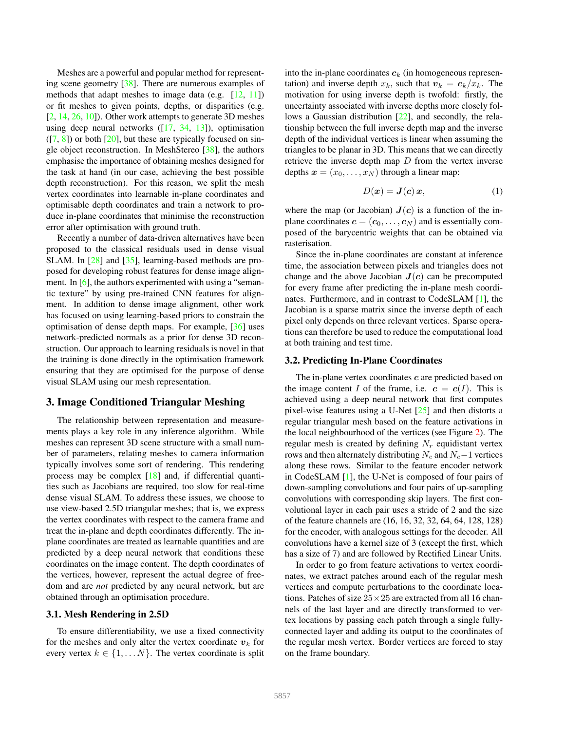Meshes are a powerful and popular method for representing scene geometry [38]. There are numerous examples of methods that adapt meshes to image data (e.g. [12, 11]) or fit meshes to given points, depths, or disparities (e.g. [2, 14, 26, 10]). Other work attempts to generate 3D meshes using deep neural networks ([17, 34, 13]), optimisation ([7, 8]) or both [20], but these are typically focused on single object reconstruction. In MeshStereo [38], the authors emphasise the importance of obtaining meshes designed for the task at hand (in our case, achieving the best possible depth reconstruction). For this reason, we split the mesh vertex coordinates into learnable in-plane coordinates and optimisable depth coordinates and train a network to produce in-plane coordinates that minimise the reconstruction error after optimisation with ground truth.

Recently a number of data-driven alternatives have been proposed to the classical residuals used in dense visual SLAM. In [28] and [35], learning-based methods are proposed for developing robust features for dense image alignment. In [6], the authors experimented with using a "semantic texture" by using pre-trained CNN features for alignment. In addition to dense image alignment, other work has focused on using learning-based priors to constrain the optimisation of dense depth maps. For example, [36] uses network-predicted normals as a prior for dense 3D reconstruction. Our approach to learning residuals is novel in that the training is done directly in the optimisation framework ensuring that they are optimised for the purpose of dense visual SLAM using our mesh representation.

## 3. Image Conditioned Triangular Meshing

The relationship between representation and measurements plays a key role in any inference algorithm. While meshes can represent 3D scene structure with a small number of parameters, relating meshes to camera information typically involves some sort of rendering. This rendering process may be complex [18] and, if differential quantities such as Jacobians are required, too slow for real-time dense visual SLAM. To address these issues, we choose to use view-based 2.5D triangular meshes; that is, we express the vertex coordinates with respect to the camera frame and treat the in-plane and depth coordinates differently. The in-plane coordinates are treated as learnable quantities and are predicted by a deep neural network that conditions these coordinates on the image content. The depth coordinates of the vertices, however, represent the actual degree of freedom and are *not* predicted by any neural network, but are obtained through an optimisation procedure.

### 3.1. Mesh Rendering in 2.5D

To ensure differentiability, we use a fixed connectivity for the meshes and only alter the vertex coordinate $\boldsymbol{v}_k$ for every vertex $k \in \{1, \dots N\}$. The vertex coordinate is split into the in-plane coordinates $\boldsymbol{c}_k$ (in homogeneous representation) and inverse depth $x_k$, such that $\boldsymbol{v}_k = \boldsymbol{c}_k / x_k$. The motivation for using inverse depth is twofold: firstly, the uncertainty associated with inverse depths more closely follows a Gaussian distribution [22], and secondly, the relationship between the full inverse depth map and the inverse depth of the individual vertices is linear when assuming the triangles to be planar in 3D. This means that we can directly retrieve the inverse depth map $D$ from the vertex inverse depths $\boldsymbol{x} = (x_0, \dots, x_N)$ through a linear map:

$$D(\boldsymbol{x}) = \boldsymbol{J}(\boldsymbol{c})\, \boldsymbol{x}, \tag{1}$$

where the map (or Jacobian) $\boldsymbol{J}(\boldsymbol{c})$ is a function of the in-plane coordinates $\boldsymbol{c} = (\boldsymbol{c}_0, \dots, \boldsymbol{c}_N)$ and is essentially composed of the barycentric weights that can be obtained via rasterisation.

Since the in-plane coordinates are constant at inference time, the association between pixels and triangles does not change and the above Jacobian $\boldsymbol{J}(\boldsymbol{c})$ can be precomputed for every frame after predicting the in-plane mesh coordinates. Furthermore, and in contrast to CodeSLAM [1], the Jacobian is a sparse matrix since the inverse depth of each pixel only depends on three relevant vertices. Sparse operations can therefore be used to reduce the computational load at both training and test time.

### 3.2. Predicting In-Plane Coordinates

The in-plane vertex coordinates $\boldsymbol{c}$ are predicted based on the image content $I$ of the frame, i.e. $\boldsymbol{c} = \boldsymbol{c}(I)$. This is achieved using a deep neural network that first computes pixel-wise features using a U-Net [25] and then distorts a regular triangular mesh based on the feature activations in the local neighbourhood of the vertices (see Figure 2). The regular mesh is created by defining $N_r$ equidistant vertex rows and then alternately distributing $N_c$ and $N_c - 1$ vertices along these rows. Similar to the feature network in CodeSLAM [1], the U-Net is composed of four pairs of down-sampling convolutions and four pairs of up-sampling convolutions with corresponding skip layers. The first convolutional layer in each pair uses a stride of 2 and the size of the feature channels are (16, 16, 32, 32, 64, 64, 128, 128) for the encoder, with analogous settings for the decoder. All convolutions have a kernel size of 3 (except the first, which has a size of 7) and are followed by Rectified Linear Units.

In order to go from feature activations to vertex coordinates, we extract patches around each of the regular mesh vertices and compute perturbations to the coordinate locations. Patches of size $25 \times 25$ are extracted from all 16 channels of the last layer and are directly transformed to vertex locations by passing each patch through a single fully-connected layer and adding its output to the coordinates of the regular mesh vertex. Border vertices are forced to stay on the frame boundary.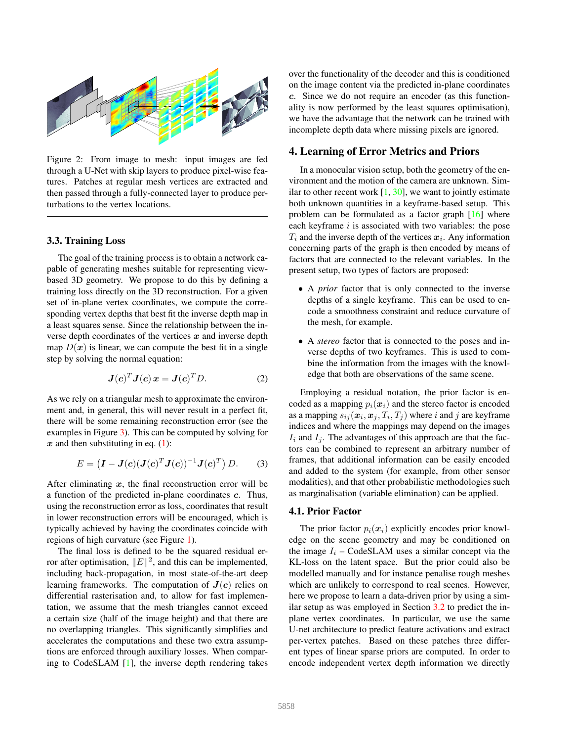Figure 2: From image to mesh: input images are fed through a U-Net with skip layers to produce pixel-wise features. Patches at regular mesh vertices are extracted and then passed through a fully-connected layer to produce perturbations to the vertex locations.

### 3.3. Training Loss

The goal of the training process is to obtain a network capable of generating meshes suitable for representing view-based 3D geometry. We propose to do this by defining a training loss directly on the 3D reconstruction. For a given set of in-plane vertex coordinates, we compute the corresponding vertex depths that best fit the inverse depth map in a least squares sense. Since the relationship between the inverse depth coordinates of the vertices $\boldsymbol{x}$ and inverse depth map $D(\boldsymbol{x})$ is linear, we can compute the best fit in a single step by solving the normal equation:

$$\boldsymbol{J}(\boldsymbol{c})^T \boldsymbol{J}(\boldsymbol{c})\, \boldsymbol{x} = \boldsymbol{J}(\boldsymbol{c})^T D. \tag{2}$$

As we rely on a triangular mesh to approximate the environment and, in general, this will never result in a perfect fit, there will be some remaining reconstruction error (see the examples in Figure 3). This can be computed by solving for $\boldsymbol{x}$ and then substituting in eq. (1):

$$E = \left(\boldsymbol{I} - \boldsymbol{J}(\boldsymbol{c})(\boldsymbol{J}(\boldsymbol{c})^T \boldsymbol{J}(\boldsymbol{c}))^{-1} \boldsymbol{J}(\boldsymbol{c})^T\right) D. \tag{3}$$

After eliminating $\boldsymbol{x}$, the final reconstruction error will be a function of the predicted in-plane coordinates $\boldsymbol{c}$. Thus, using the reconstruction error as loss, coordinates that result in lower reconstruction errors will be encouraged, which is typically achieved by having the coordinates coincide with regions of high curvature (see Figure 1).

The final loss is defined to be the squared residual error after optimisation, $\|E\|^2$, and this can be implemented, including back-propagation, in most state-of-the-art deep learning frameworks. The computation of $\boldsymbol{J}(\boldsymbol{c})$ relies on differential rasterisation and, to allow for fast implementation, we assume that the mesh triangles cannot exceed a certain size (half of the image height) and that there are no overlapping triangles. This significantly simplifies and accelerates the computations and these two extra assumptions are enforced through auxiliary losses. When comparing to CodeSLAM [1], the inverse depth rendering takes over the functionality of the decoder and this is conditioned on the image content via the predicted in-plane coordinates $\boldsymbol{c}$. Since we do not require an encoder (as this functionality is now performed by the least squares optimisation), we have the advantage that the network can be trained with incomplete depth data where missing pixels are ignored.

## 4. Learning of Error Metrics and Priors

In a monocular vision setup, both the geometry of the environment and the motion of the camera are unknown. Similar to other recent work [1, 30], we want to jointly estimate both unknown quantities in a keyframe-based setup. This problem can be formulated as a factor graph [16] where each keyframe $i$ is associated with two variables: the pose $T_i$ and the inverse depth of the vertices $\boldsymbol{x}_i$. Any information concerning parts of the graph is then encoded by means of factors that are connected to the relevant variables. In the present setup, two types of factors are proposed:

- A *prior* factor that is only connected to the inverse depths of a single keyframe. This can be used to encode a smoothness constraint and reduce curvature of the mesh, for example.
- A *stereo* factor that is connected to the poses and inverse depths of two keyframes. This is used to combine the information from the images with the knowledge that both are observations of the same scene.

Employing a residual notation, the prior factor is encoded as a mapping $p_i(\boldsymbol{x}_i)$ and the stereo factor is encoded as a mapping $s_{ij}(\boldsymbol{x}_i, \boldsymbol{x}_j, T_i, T_j)$ where $i$ and $j$ are keyframe indices and where the mappings may depend on the images $I_i$ and $I_j$. The advantages of this approach are that the factors can be combined to represent an arbitrary number of frames, that additional information can be easily encoded and added to the system (for example, from other sensor modalities), and that other probabilistic methodologies such as marginalisation (variable elimination) can be applied.

### 4.1. Prior Factor

The prior factor $p_i(\boldsymbol{x}_i)$ explicitly encodes prior knowledge on the scene geometry and may be conditioned on the image $I_i$ – CodeSLAM uses a similar concept via the KL-loss on the latent space. But the prior could also be modelled manually and for instance penalise rough meshes which are unlikely to correspond to real scenes. However, here we propose to learn a data-driven prior by using a similar setup as was employed in Section 3.2 to predict the in-plane vertex coordinates. In particular, we use the same U-net architecture to predict feature activations and extract per-vertex patches. Based on these patches three different types of linear sparse priors are computed. In order to encode independent vertex depth information we directly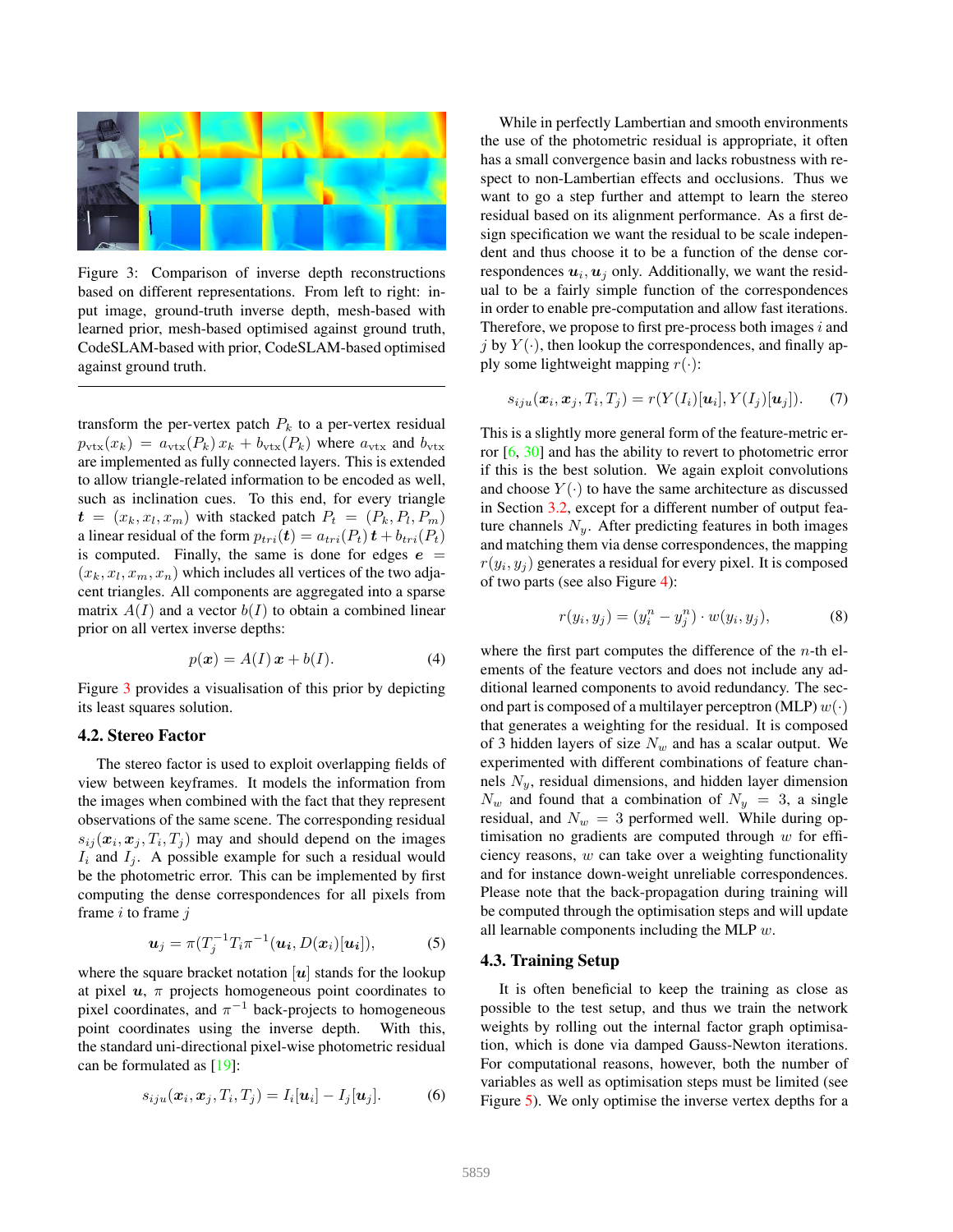Figure 3: Comparison of inverse depth reconstructions based on different representations. From left to right: input image, ground-truth inverse depth, mesh-based with learned prior, mesh-based optimised against ground truth, CodeSLAM-based with prior, CodeSLAM-based optimised against ground truth.

transform the per-vertex patch $P_k$ to a per-vertex residual $p_{\text{vtx}}(x_k) = a_{\text{vtx}}(P_k)\, x_k + b_{\text{vtx}}(P_k)$ where $a_{\text{vtx}}$ and $b_{\text{vtx}}$ are implemented as fully connected layers. This is extended to allow triangle-related information to be encoded as well, such as inclination cues. To this end, for every triangle $\boldsymbol{t} = (x_k, x_l, x_m)$ with stacked patch $P_t = (P_k, P_l, P_m)$ a linear residual of the form $p_{tri}(\boldsymbol{t}) = a_{tri}(P_t)\, \boldsymbol{t} + b_{tri}(P_t)$ is computed. Finally, the same is done for edges $\boldsymbol{e} = (x_k, x_l, x_m, x_n)$ which includes all vertices of the two adjacent triangles. All components are aggregated into a sparse matrix $A(I)$ and a vector $b(I)$ to obtain a combined linear prior on all vertex inverse depths:

$$p(\boldsymbol{x}) = A(I)\, \boldsymbol{x} + b(I). \tag{4}$$

Figure 3 provides a visualisation of this prior by depicting its least squares solution.

### 4.2. Stereo Factor

The stereo factor is used to exploit overlapping fields of view between keyframes. It models the information from the images when combined with the fact that they represent observations of the same scene. The corresponding residual $s_{ij}(\boldsymbol{x}_i, \boldsymbol{x}_j, T_i, T_j)$ may and should depend on the images $I_i$ and $I_j$. A possible example for such a residual would be the photometric error. This can be implemented by first computing the dense correspondences for all pixels from frame $i$ to frame $j$

$$\boldsymbol{u}_j = \pi(T_j^{-1} T_i \pi^{-1}(\boldsymbol{u_i}, D(\boldsymbol{x}_i)[\boldsymbol{u_i}]), \tag{5}$$

where the square bracket notation $[\boldsymbol{u}]$ stands for the lookup at pixel $\boldsymbol{u}$, $\pi$ projects homogeneous point coordinates to pixel coordinates, and $\pi^{-1}$ back-projects to homogeneous point coordinates using the inverse depth. With this, the standard uni-directional pixel-wise photometric residual can be formulated as [19]:

$$s_{iju}(\boldsymbol{x}_i, \boldsymbol{x}_j, T_i, T_j) = I_i[\boldsymbol{u}_i] - I_j[\boldsymbol{u}_j]. \tag{6}$$

While in perfectly Lambertian and smooth environments the use of the photometric residual is appropriate, it often has a small convergence basin and lacks robustness with respect to non-Lambertian effects and occlusions. Thus we want to go a step further and attempt to learn the stereo residual based on its alignment performance. As a first design specification we want the residual to be scale independent and thus choose it to be a function of the dense correspondences $\boldsymbol{u}_i, \boldsymbol{u}_j$ only. Additionally, we want the residual to be a fairly simple function of the correspondences in order to enable pre-computation and allow fast iterations. Therefore, we propose to first pre-process both images $i$ and $j$ by $Y(\cdot)$, then lookup the correspondences, and finally apply some lightweight mapping $r(\cdot)$:

$$s_{iju}(\boldsymbol{x}_i, \boldsymbol{x}_j, T_i, T_j) = r(Y(I_i)[\boldsymbol{u}_i], Y(I_j)[\boldsymbol{u}_j]). \tag{7}$$

This is a slightly more general form of the feature-metric error [6, 30] and has the ability to revert to photometric error if this is the best solution. We again exploit convolutions and choose $Y(\cdot)$ to have the same architecture as discussed in Section 3.2, except for a different number of output feature channels $N_y$. After predicting features in both images and matching them via dense correspondences, the mapping $r(y_i, y_j)$ generates a residual for every pixel. It is composed of two parts (see also Figure 4):

$$r(y_i, y_j) = (y_i^n - y_j^n) \cdot w(y_i, y_j), \tag{8}$$

where the first part computes the difference of the $n$-th elements of the feature vectors and does not include any additional learned components to avoid redundancy. The second part is composed of a multilayer perceptron (MLP) $w(\cdot)$ that generates a weighting for the residual. It is composed of 3 hidden layers of size $N_w$ and has a scalar output. We experimented with different combinations of feature channels $N_y$, residual dimensions, and hidden layer dimension $N_w$ and found that a combination of $N_y = 3$, a single residual, and $N_w = 3$ performed well. While during optimisation no gradients are computed through $w$ for efficiency reasons, $w$ can take over a weighting functionality and for instance down-weight unreliable correspondences. Please note that the back-propagation during training will be computed through the optimisation steps and will update all learnable components including the MLP $w$.

### 4.3. Training Setup

It is often beneficial to keep the training as close as possible to the test setup, and thus we train the network weights by rolling out the internal factor graph optimisation, which is done via damped Gauss-Newton iterations. For computational reasons, however, both the number of variables as well as optimisation steps must be limited (see Figure 5). We only optimise the inverse vertex depths for a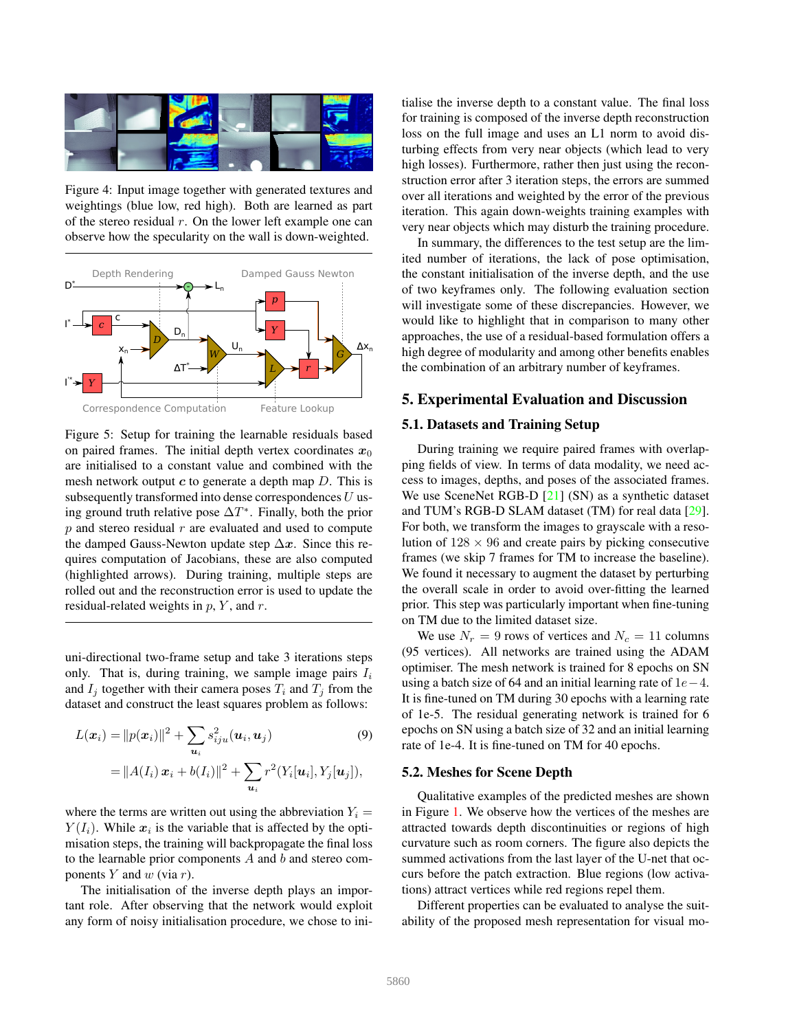Figure 4: Input image together with generated textures and weightings (blue low, red high). Both are learned as part of the stereo residual $r$. On the lower left example one can observe how the specularity on the wall is down-weighted.

Figure 5: Setup for training the learnable residuals based on paired frames. The initial depth vertex coordinates $\boldsymbol{x}_0$ are initialised to a constant value and combined with the mesh network output $\boldsymbol{c}$ to generate a depth map $D$. This is subsequently transformed into dense correspondences $U$ using ground truth relative pose $\Delta T^*$. Finally, both the prior $p$ and stereo residual $r$ are evaluated and used to compute the damped Gauss-Newton update step $\Delta \boldsymbol{x}$. Since this requires computation of Jacobians, these are also computed (highlighted arrows). During training, multiple steps are rolled out and the reconstruction error is used to update the residual-related weights in $p$, $Y$, and $r$.

uni-directional two-frame setup and take 3 iterations steps only. That is, during training, we sample image pairs $I_i$ and $I_j$ together with their camera poses $T_i$ and $T_j$ from the dataset and construct the least squares problem as follows:

$$
\begin{aligned}
L(\boldsymbol{x}_i) &= \|p(\boldsymbol{x}_i)\|^2 + \sum_{\boldsymbol{u}_i} s^2_{iju}(\boldsymbol{u}_i, \boldsymbol{u}_j) \\
&= \|A(I_i)\,\boldsymbol{x}_i + b(I_i)\|^2 + \sum_{\boldsymbol{u}_i} r^2(Y_i[\boldsymbol{u}_i], Y_j[\boldsymbol{u}_j]),
\end{aligned} \tag{9}
$$

where the terms are written out using the abbreviation $Y_i = Y(I_i)$. While $\boldsymbol{x}_i$ is the variable that is affected by the optimisation steps, the training will backpropagate the final loss to the learnable prior components $A$ and $b$ and stereo components $Y$ and $w$ (via $r$).

The initialisation of the inverse depth plays an important role. After observing that the network would exploit any form of noisy initialisation procedure, we chose to initialise the inverse depth to a constant value. The final loss for training is composed of the inverse depth reconstruction loss on the full image and uses an L1 norm to avoid disturbing effects from very near objects (which lead to very high losses). Furthermore, rather then just using the reconstruction error after 3 iteration steps, the errors are summed over all iterations and weighted by the error of the previous iteration. This again down-weights training examples with very near objects which may disturb the training procedure.

In summary, the differences to the test setup are the limited number of iterations, the lack of pose optimisation, the constant initialisation of the inverse depth, and the use of two keyframes only. The following evaluation section will investigate some of these discrepancies. However, we would like to highlight that in comparison to many other approaches, the use of a residual-based formulation offers a high degree of modularity and among other benefits enables the combination of an arbitrary number of keyframes.

# 5. Experimental Evaluation and Discussion

## 5.1. Datasets and Training Setup

During training we require paired frames with overlapping fields of view. In terms of data modality, we need access to images, depths, and poses of the associated frames. We use SceneNet RGB-D [21] (SN) as a synthetic dataset and TUM's RGB-D SLAM dataset (TM) for real data [29]. For both, we transform the images to grayscale with a resolution of $128 \times 96$ and create pairs by picking consecutive frames (we skip 7 frames for TM to increase the baseline). We found it necessary to augment the dataset by perturbing the overall scale in order to avoid over-fitting the learned prior. This step was particularly important when fine-tuning on TM due to the limited dataset size.

We use $N_r = 9$ rows of vertices and $N_c = 11$ columns (95 vertices). All networks are trained using the ADAM optimiser. The mesh network is trained for 8 epochs on SN using a batch size of 64 and an initial learning rate of $1e-4$. It is fine-tuned on TM during 30 epochs with a learning rate of 1e-5. The residual generating network is trained for 6 epochs on SN using a batch size of 32 and an initial learning rate of 1e-4. It is fine-tuned on TM for 40 epochs.

## 5.2. Meshes for Scene Depth

Qualitative examples of the predicted meshes are shown in Figure 1. We observe how the vertices of the meshes are attracted towards depth discontinuities or regions of high curvature such as room corners. The figure also depicts the summed activations from the last layer of the U-net that occurs before the patch extraction. Blue regions (low activations) attract vertices while red regions repel them.

Different properties can be evaluated to analyse the suitability of the proposed mesh representation for visual mo-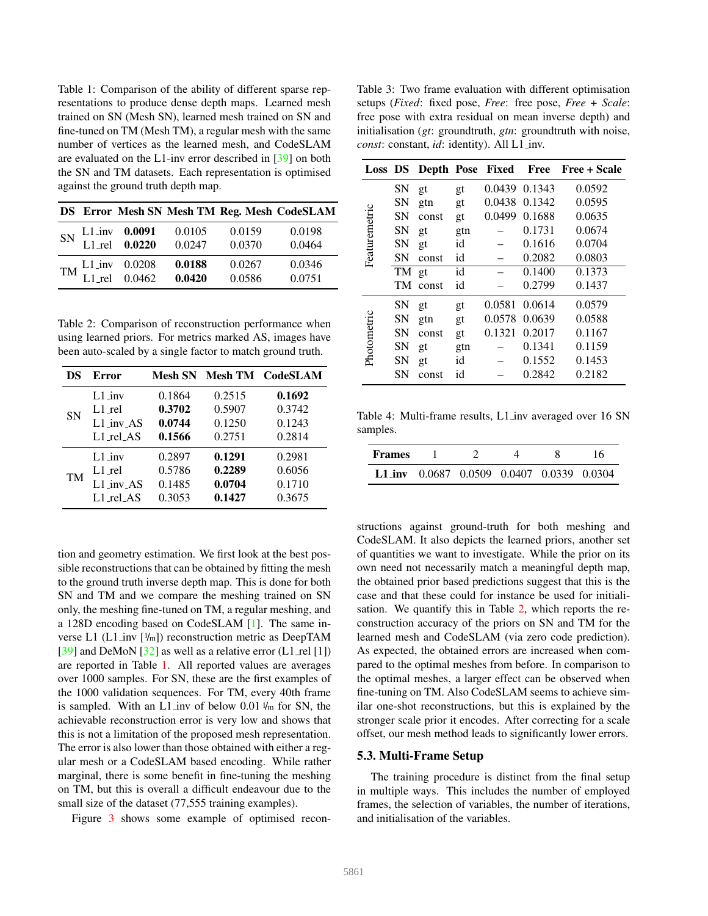Table 1: Comparison of the ability of different sparse representations to produce dense depth maps. Learned mesh trained on SN (Mesh SN), learned mesh trained on SN and fine-tuned on TM (Mesh TM), a regular mesh with the same number of vertices as the learned mesh, and CodeSLAM are evaluated on the L1-inv error described in [39] on both the SN and TM datasets. Each representation is optimised against the ground truth depth map.

| DS | Error | Mesh SN | Mesh TM | Reg. Mesh | CodeSLAM |
|---|---|---|---|---|---|
| SN | L1_inv | **0.0091** | 0.0105 | 0.0159 | 0.0198 |
| | L1_rel | **0.0220** | 0.0247 | 0.0370 | 0.0464 |
| TM | L1_inv | 0.0208 | **0.0188** | 0.0267 | 0.0346 |
| | L1_rel | 0.0462 | **0.0420** | 0.0586 | 0.0751 |

Table 2: Comparison of reconstruction performance when using learned priors. For metrics marked AS, images have been auto-scaled by a single factor to match ground truth.

| DS | Error | Mesh SN | Mesh TM | CodeSLAM |
|---|---|---|---|---|
| SN | L1_inv | 0.1864 | 0.2515 | **0.1692** |
| | L1_rel | **0.3702** | 0.5907 | 0.3742 |
| | L1_inv_AS | **0.0744** | 0.1250 | 0.1243 |
| | L1_rel_AS | **0.1566** | 0.2751 | 0.2814 |
| TM | L1_inv | 0.2897 | **0.1291** | 0.2981 |
| | L1_rel | 0.5786 | **0.2289** | 0.6056 |
| | L1_inv_AS | 0.1485 | **0.0704** | 0.1710 |
| | L1_rel_AS | 0.3053 | **0.1427** | 0.3675 |

tion and geometry estimation. We first look at the best possible reconstructions that can be obtained by fitting the mesh to the ground truth inverse depth map. This is done for both SN and TM and we compare the meshing trained on SN only, the meshing fine-tuned on TM, a regular meshing, and a 128D encoding based on CodeSLAM [1]. The same inverse L1 (L1_inv [1/m]) reconstruction metric as DeepTAM [39] and DeMoN [32] as well as a relative error (L1_rel [1]) are reported in Table 1. All reported values are averages over 1000 samples. For SN, these are the first examples of the 1000 validation sequences. For TM, every 40th frame is sampled. With an L1_inv of below 0.01 1/m for SN, the achievable reconstruction error is very low and shows that this is not a limitation of the proposed mesh representation. The error is also lower than those obtained with either a regular mesh or a CodeSLAM based encoding. While rather marginal, there is some benefit in fine-tuning the meshing on TM, but this is overall a difficult endeavour due to the small size of the dataset (77,555 training examples).

Figure 3 shows some example of optimised reconstructions against ground-truth for both meshing and CodeSLAM. It also depicts the learned priors, another set of quantities we want to investigate. While the prior on its own need not necessarily match a meaningful depth map, the obtained prior based predictions suggest that this is the case and that these could for instance be used for initialisation. We quantify this in Table 2, which reports the reconstruction accuracy of the priors on SN and TM for the learned mesh and CodeSLAM (via zero code prediction). As expected, the obtained errors are increased when compared to the optimal meshes from before. In comparison to the optimal meshes, a larger effect can be observed when fine-tuning on TM. Also CodeSLAM seems to achieve similar one-shot reconstructions, but this is explained by the stronger scale prior it encodes. After correcting for a scale offset, our mesh method leads to significantly lower errors.

Table 3: Two frame evaluation with different optimisation setups (*Fixed*: fixed pose, *Free*: free pose, *Free + Scale*: free pose with extra residual on mean inverse depth) and initialisation (*gt*: groundtruth, *gtn*: groundtruth with noise, *const*: constant, *id*: identity). All L1_inv.

| Loss | DS | Depth | Pose | Fixed | Free | Free + Scale |
|---|---|---|---|---|---|---|
| Featuremetric | SN | gt | gt | 0.0439 | 0.1343 | 0.0592 |
| | SN | gtn | gt | 0.0438 | 0.1342 | 0.0595 |
| | SN | const | gt | 0.0499 | 0.1688 | 0.0635 |
| | SN | gt | gtn | – | 0.1731 | 0.0674 |
| | SN | gt | id | – | 0.1616 | 0.0704 |
| | SN | const | id | – | 0.2082 | 0.0803 |
| | TM | gt | id | – | 0.1400 | 0.1373 |
| | TM | const | id | – | 0.2799 | 0.1437 |
| Photometric | SN | gt | gt | 0.0581 | 0.0614 | 0.0579 |
| | SN | gtn | gt | 0.0578 | 0.0639 | 0.0588 |
| | SN | const | gt | 0.1321 | 0.2017 | 0.1167 |
| | SN | gt | gtn | – | 0.1341 | 0.1159 |
| | SN | gt | id | – | 0.1552 | 0.1453 |
| | SN | const | id | – | 0.2842 | 0.2182 |

Table 4: Multi-frame results, L1_inv averaged over 16 SN samples.

| Frames | 1 | 2 | 4 | 8 | 16 |
|---|---|---|---|---|---|
| **L1_inv** | 0.0687 | 0.0509 | 0.0407 | 0.0339 | 0.0304 |

### 5.3. Multi-Frame Setup

The training procedure is distinct from the final setup in multiple ways. This includes the number of employed frames, the selection of variables, the number of iterations, and initialisation of the variables.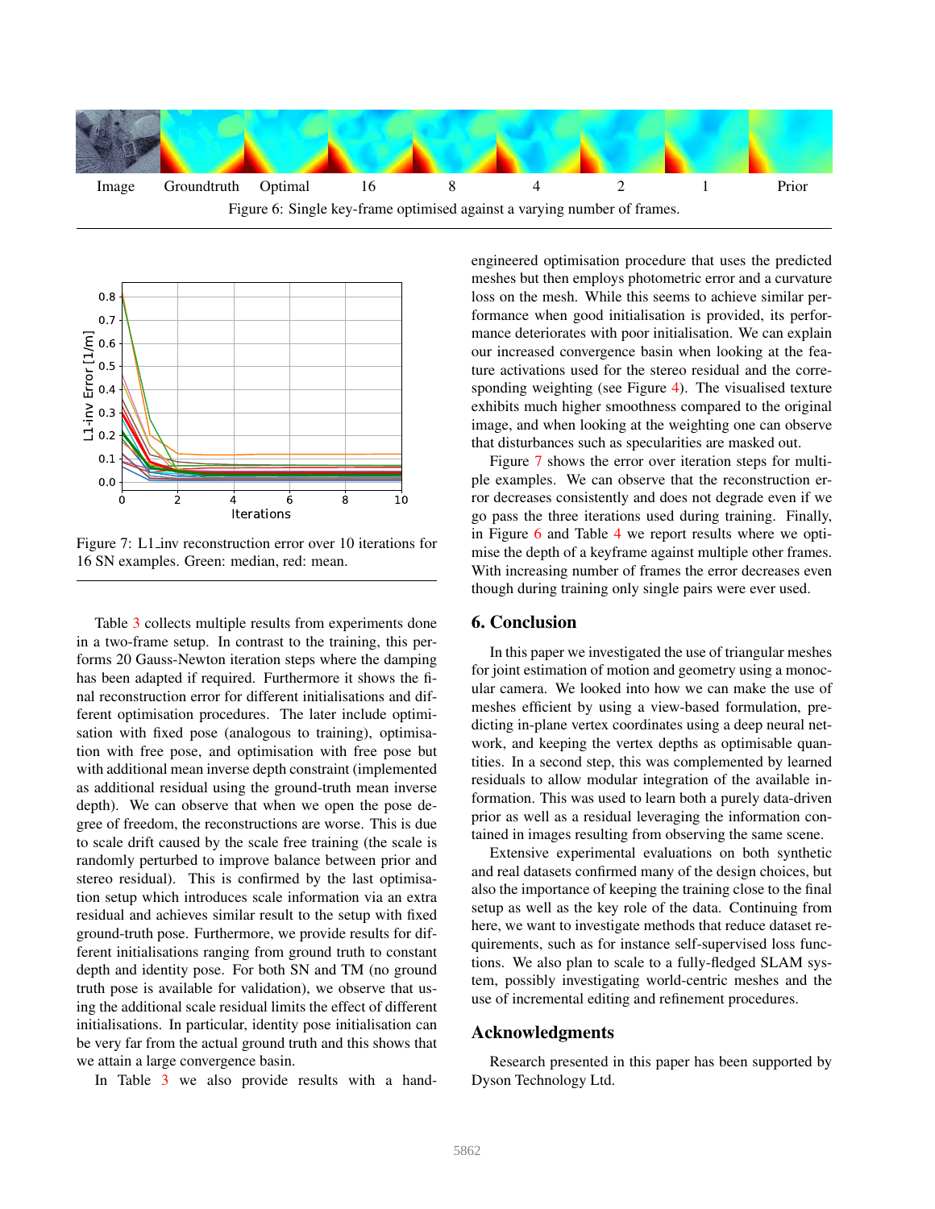Image Groundtruth Optimal 16 8 4 2 1 Prior

Figure 6: Single key-frame optimised against a varying number of frames.

Figure 7: L1_inv reconstruction error over 10 iterations for 16 SN examples. Green: median, red: mean.

Table 3 collects multiple results from experiments done in a two-frame setup. In contrast to the training, this performs 20 Gauss-Newton iteration steps where the damping has been adapted if required. Furthermore it shows the final reconstruction error for different initialisations and different optimisation procedures. The later include optimisation with fixed pose (analogous to training), optimisation with free pose, and optimisation with free pose but with additional mean inverse depth constraint (implemented as additional residual using the ground-truth mean inverse depth). We can observe that when we open the pose degree of freedom, the reconstructions are worse. This is due to scale drift caused by the scale free training (the scale is randomly perturbed to improve balance between prior and stereo residual). This is confirmed by the last optimisation setup which introduces scale information via an extra residual and achieves similar result to the setup with fixed ground-truth pose. Furthermore, we provide results for different initialisations ranging from ground truth to constant depth and identity pose. For both SN and TM (no ground truth pose is available for validation), we observe that using the additional scale residual limits the effect of different initialisations. In particular, identity pose initialisation can be very far from the actual ground truth and this shows that we attain a large convergence basin.

In Table 3 we also provide results with a hand-engineered optimisation procedure that uses the predicted meshes but then employs photometric error and a curvature loss on the mesh. While this seems to achieve similar performance when good initialisation is provided, its performance deteriorates with poor initialisation. We can explain our increased convergence basin when looking at the feature activations used for the stereo residual and the corresponding weighting (see Figure 4). The visualised texture exhibits much higher smoothness compared to the original image, and when looking at the weighting one can observe that disturbances such as specularities are masked out.

Figure 7 shows the error over iteration steps for multiple examples. We can observe that the reconstruction error decreases consistently and does not degrade even if we go pass the three iterations used during training. Finally, in Figure 6 and Table 4 we report results where we optimise the depth of a keyframe against multiple other frames. With increasing number of frames the error decreases even though during training only single pairs were ever used.

## 6. Conclusion

In this paper we investigated the use of triangular meshes for joint estimation of motion and geometry using a monocular camera. We looked into how we can make the use of meshes efficient by using a view-based formulation, predicting in-plane vertex coordinates using a deep neural network, and keeping the vertex depths as optimisable quantities. In a second step, this was complemented by learned residuals to allow modular integration of the available information. This was used to learn both a purely data-driven prior as well as a residual leveraging the information contained in images resulting from observing the same scene.

Extensive experimental evaluations on both synthetic and real datasets confirmed many of the design choices, but also the importance of keeping the training close to the final setup as well as the key role of the data. Continuing from here, we want to investigate methods that reduce dataset requirements, such as for instance self-supervised loss functions. We also plan to scale to a fully-fledged SLAM system, possibly investigating world-centric meshes and the use of incremental editing and refinement procedures.

## Acknowledgments

Research presented in this paper has been supported by Dyson Technology Ltd.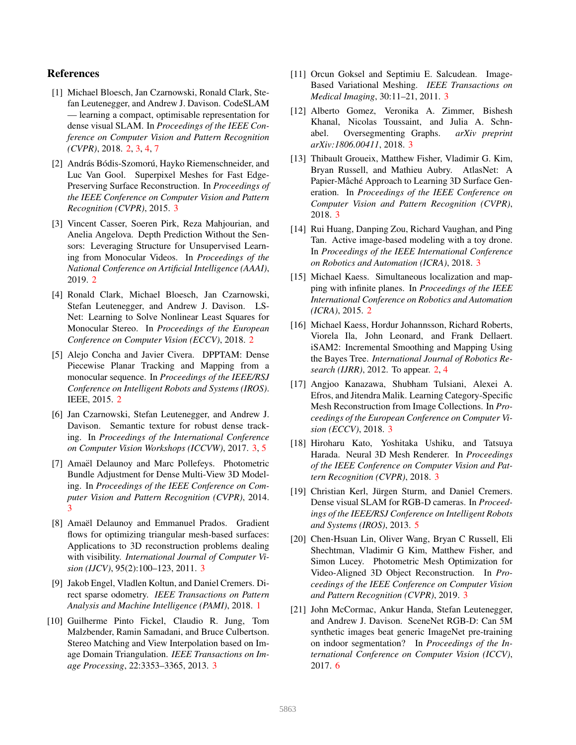## References

[1] Michael Bloesch, Jan Czarnowski, Ronald Clark, Stefan Leutenegger, and Andrew J. Davison. CodeSLAM — learning a compact, optimisable representation for dense visual SLAM. In *Proceedings of the IEEE Conference on Computer Vision and Pattern Recognition (CVPR)*, 2018. 2, 3, 4, 7

[2] András Bódis-Szomorú, Hayko Riemenschneider, and Luc Van Gool. Superpixel Meshes for Fast Edge-Preserving Surface Reconstruction. In *Proceedings of the IEEE Conference on Computer Vision and Pattern Recognition (CVPR)*, 2015. 3

[3] Vincent Casser, Soeren Pirk, Reza Mahjourian, and Anelia Angelova. Depth Prediction Without the Sensors: Leveraging Structure for Unsupervised Learning from Monocular Videos. In *Proceedings of the National Conference on Artificial Intelligence (AAAI)*, 2019. 2

[4] Ronald Clark, Michael Bloesch, Jan Czarnowski, Stefan Leutenegger, and Andrew J. Davison. LS-Net: Learning to Solve Nonlinear Least Squares for Monocular Stereo. In *Proceedings of the European Conference on Computer Vision (ECCV)*, 2018. 2

[5] Alejo Concha and Javier Civera. DPPTAM: Dense Piecewise Planar Tracking and Mapping from a monocular sequence. In *Proceedings of the IEEE/RSJ Conference on Intelligent Robots and Systems (IROS)*. IEEE, 2015. 2

[6] Jan Czarnowski, Stefan Leutenegger, and Andrew J. Davison. Semantic texture for robust dense tracking. In *Proceedings of the International Conference on Computer Vision Workshops (ICCVW)*, 2017. 3, 5

[7] Amaël Delaunoy and Marc Pollefeys. Photometric Bundle Adjustment for Dense Multi-View 3D Modeling. In *Proceedings of the IEEE Conference on Computer Vision and Pattern Recognition (CVPR)*, 2014. 3

[8] Amaël Delaunoy and Emmanuel Prados. Gradient flows for optimizing triangular mesh-based surfaces: Applications to 3D reconstruction problems dealing with visibility. *International Journal of Computer Vision (IJCV)*, 95(2):100–123, 2011. 3

[9] Jakob Engel, Vladlen Koltun, and Daniel Cremers. Direct sparse odometry. *IEEE Transactions on Pattern Analysis and Machine Intelligence (PAMI)*, 2018. 1

[10] Guilherme Pinto Fickel, Claudio R. Jung, Tom Malzbender, Ramin Samadani, and Bruce Culbertson. Stereo Matching and View Interpolation based on Image Domain Triangulation. *IEEE Transactions on Image Processing*, 22:3353–3365, 2013. 3

[11] Orcun Goksel and Septimiu E. Salcudean. Image-Based Variational Meshing. *IEEE Transactions on Medical Imaging*, 30:11–21, 2011. 3

[12] Alberto Gomez, Veronika A. Zimmer, Bishesh Khanal, Nicolas Toussaint, and Julia A. Schnabel. Oversegmenting Graphs. *arXiv preprint arXiv:1806.00411*, 2018. 3

[13] Thibault Groueix, Matthew Fisher, Vladimir G. Kim, Bryan Russell, and Mathieu Aubry. AtlasNet: A Papier-Mâché Approach to Learning 3D Surface Generation. In *Proceedings of the IEEE Conference on Computer Vision and Pattern Recognition (CVPR)*, 2018. 3

[14] Rui Huang, Danping Zou, Richard Vaughan, and Ping Tan. Active image-based modeling with a toy drone. In *Proceedings of the IEEE International Conference on Robotics and Automation (ICRA)*, 2018. 3

[15] Michael Kaess. Simultaneous localization and mapping with infinite planes. In *Proceedings of the IEEE International Conference on Robotics and Automation (ICRA)*, 2015. 2

[16] Michael Kaess, Hordur Johannsson, Richard Roberts, Viorela Ila, John Leonard, and Frank Dellaert. iSAM2: Incremental Smoothing and Mapping Using the Bayes Tree. *International Journal of Robotics Research (IJRR)*, 2012. To appear. 2, 4

[17] Angjoo Kanazawa, Shubham Tulsiani, Alexei A. Efros, and Jitendra Malik. Learning Category-Specific Mesh Reconstruction from Image Collections. In *Proceedings of the European Conference on Computer Vision (ECCV)*, 2018. 3

[18] Hiroharu Kato, Yoshitaka Ushiku, and Tatsuya Harada. Neural 3D Mesh Renderer. In *Proceedings of the IEEE Conference on Computer Vision and Pattern Recognition (CVPR)*, 2018. 3

[19] Christian Kerl, Jürgen Sturm, and Daniel Cremers. Dense visual SLAM for RGB-D cameras. In *Proceedings of the IEEE/RSJ Conference on Intelligent Robots and Systems (IROS)*, 2013. 5

[20] Chen-Hsuan Lin, Oliver Wang, Bryan C Russell, Eli Shechtman, Vladimir G Kim, Matthew Fisher, and Simon Lucey. Photometric Mesh Optimization for Video-Aligned 3D Object Reconstruction. In *Proceedings of the IEEE Conference on Computer Vision and Pattern Recognition (CVPR)*, 2019. 3

[21] John McCormac, Ankur Handa, Stefan Leutenegger, and Andrew J. Davison. SceneNet RGB-D: Can 5M synthetic images beat generic ImageNet pre-training on indoor segmentation? In *Proceedings of the International Conference on Computer Vision (ICCV)*, 2017. 6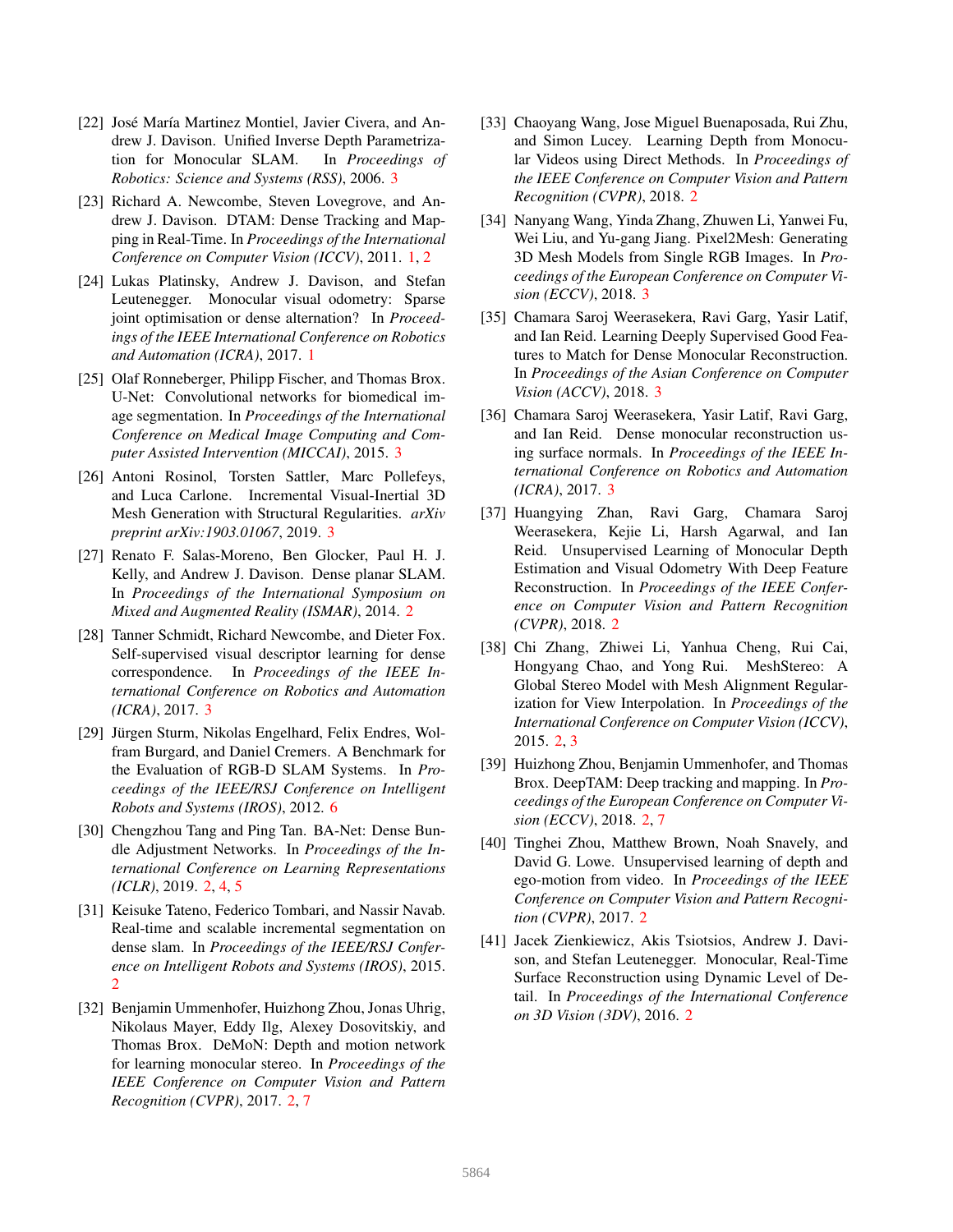[22] José María Martinez Montiel, Javier Civera, and Andrew J. Davison. Unified Inverse Depth Parametrization for Monocular SLAM. In *Proceedings of Robotics: Science and Systems (RSS)*, 2006. 3

[23] Richard A. Newcombe, Steven Lovegrove, and Andrew J. Davison. DTAM: Dense Tracking and Mapping in Real-Time. In *Proceedings of the International Conference on Computer Vision (ICCV)*, 2011. 1, 2

[24] Lukas Platinsky, Andrew J. Davison, and Stefan Leutenegger. Monocular visual odometry: Sparse joint optimisation or dense alternation? In *Proceedings of the IEEE International Conference on Robotics and Automation (ICRA)*, 2017. 1

[25] Olaf Ronneberger, Philipp Fischer, and Thomas Brox. U-Net: Convolutional networks for biomedical image segmentation. In *Proceedings of the International Conference on Medical Image Computing and Computer Assisted Intervention (MICCAI)*, 2015. 3

[26] Antoni Rosinol, Torsten Sattler, Marc Pollefeys, and Luca Carlone. Incremental Visual-Inertial 3D Mesh Generation with Structural Regularities. *arXiv preprint arXiv:1903.01067*, 2019. 3

[27] Renato F. Salas-Moreno, Ben Glocker, Paul H. J. Kelly, and Andrew J. Davison. Dense planar SLAM. In *Proceedings of the International Symposium on Mixed and Augmented Reality (ISMAR)*, 2014. 2

[28] Tanner Schmidt, Richard Newcombe, and Dieter Fox. Self-supervised visual descriptor learning for dense correspondence. In *Proceedings of the IEEE International Conference on Robotics and Automation (ICRA)*, 2017. 3

[29] Jürgen Sturm, Nikolas Engelhard, Felix Endres, Wolfram Burgard, and Daniel Cremers. A Benchmark for the Evaluation of RGB-D SLAM Systems. In *Proceedings of the IEEE/RSJ Conference on Intelligent Robots and Systems (IROS)*, 2012. 6

[30] Chengzhou Tang and Ping Tan. BA-Net: Dense Bundle Adjustment Networks. In *Proceedings of the International Conference on Learning Representations (ICLR)*, 2019. 2, 4, 5

[31] Keisuke Tateno, Federico Tombari, and Nassir Navab. Real-time and scalable incremental segmentation on dense slam. In *Proceedings of the IEEE/RSJ Conference on Intelligent Robots and Systems (IROS)*, 2015. 2

[32] Benjamin Ummenhofer, Huizhong Zhou, Jonas Uhrig, Nikolaus Mayer, Eddy Ilg, Alexey Dosovitskiy, and Thomas Brox. DeMoN: Depth and motion network for learning monocular stereo. In *Proceedings of the IEEE Conference on Computer Vision and Pattern Recognition (CVPR)*, 2017. 2, 7

[33] Chaoyang Wang, Jose Miguel Buenaposada, Rui Zhu, and Simon Lucey. Learning Depth from Monocular Videos using Direct Methods. In *Proceedings of the IEEE Conference on Computer Vision and Pattern Recognition (CVPR)*, 2018. 2

[34] Nanyang Wang, Yinda Zhang, Zhuwen Li, Yanwei Fu, Wei Liu, and Yu-gang Jiang. Pixel2Mesh: Generating 3D Mesh Models from Single RGB Images. In *Proceedings of the European Conference on Computer Vision (ECCV)*, 2018. 3

[35] Chamara Saroj Weerasekera, Ravi Garg, Yasir Latif, and Ian Reid. Learning Deeply Supervised Good Features to Match for Dense Monocular Reconstruction. In *Proceedings of the Asian Conference on Computer Vision (ACCV)*, 2018. 3

[36] Chamara Saroj Weerasekera, Yasir Latif, Ravi Garg, and Ian Reid. Dense monocular reconstruction using surface normals. In *Proceedings of the IEEE International Conference on Robotics and Automation (ICRA)*, 2017. 3

[37] Huangying Zhan, Ravi Garg, Chamara Saroj Weerasekera, Kejie Li, Harsh Agarwal, and Ian Reid. Unsupervised Learning of Monocular Depth Estimation and Visual Odometry With Deep Feature Reconstruction. In *Proceedings of the IEEE Conference on Computer Vision and Pattern Recognition (CVPR)*, 2018. 2

[38] Chi Zhang, Zhiwei Li, Yanhua Cheng, Rui Cai, Hongyang Chao, and Yong Rui. MeshStereo: A Global Stereo Model with Mesh Alignment Regularization for View Interpolation. In *Proceedings of the International Conference on Computer Vision (ICCV)*, 2015. 2, 3

[39] Huizhong Zhou, Benjamin Ummenhofer, and Thomas Brox. DeepTAM: Deep tracking and mapping. In *Proceedings of the European Conference on Computer Vision (ECCV)*, 2018. 2, 7

[40] Tinghei Zhou, Matthew Brown, Noah Snavely, and David G. Lowe. Unsupervised learning of depth and ego-motion from video. In *Proceedings of the IEEE Conference on Computer Vision and Pattern Recognition (CVPR)*, 2017. 2

[41] Jacek Zienkiewicz, Akis Tsiotsios, Andrew J. Davison, and Stefan Leutenegger. Monocular, Real-Time Surface Reconstruction using Dynamic Level of Detail. In *Proceedings of the International Conference on 3D Vision (3DV)*, 2016. 2